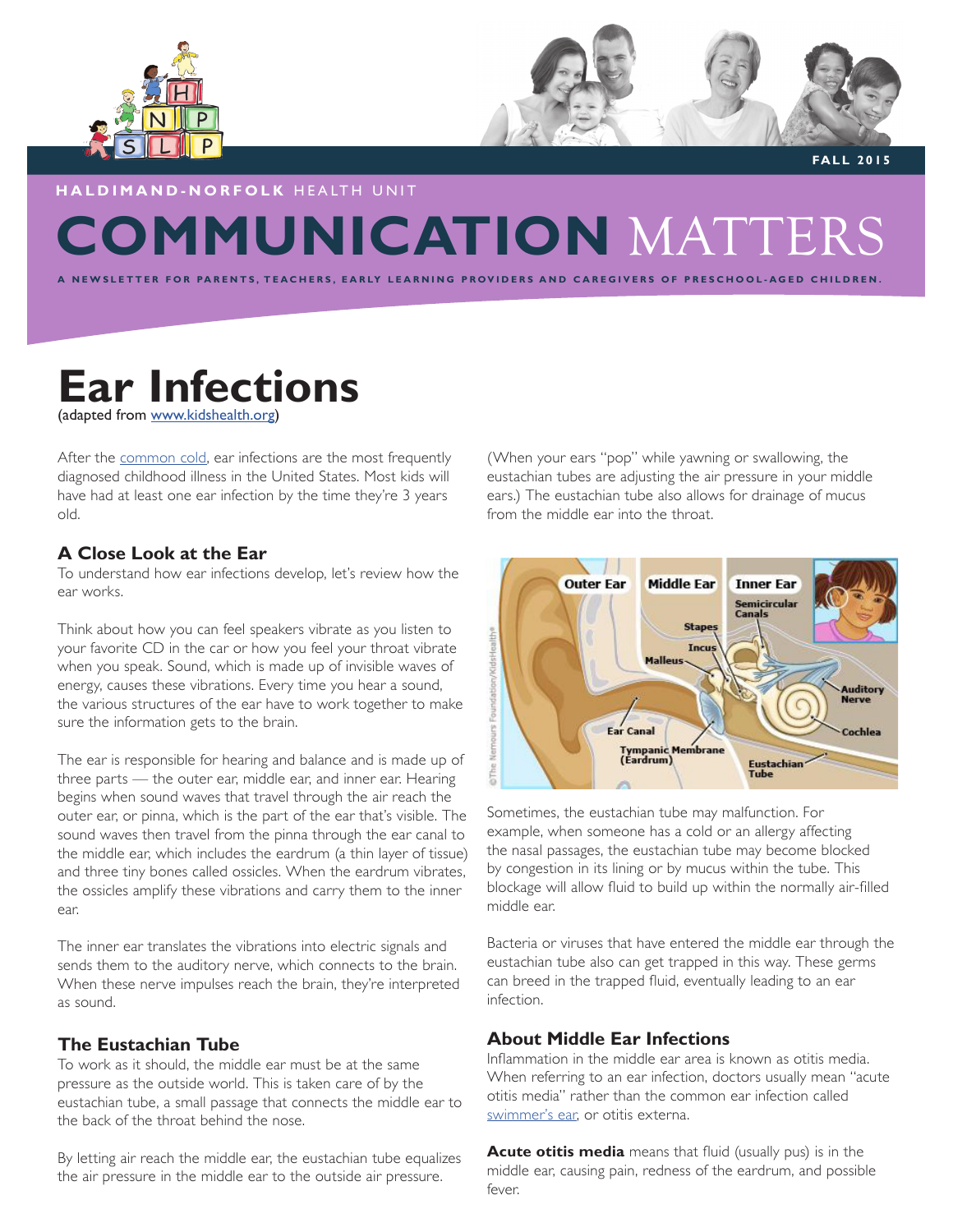HALDIMAND-NORFOLK HEALTH UNIT

FALL 2015

# COMMUNICATION MATTERS

A NEWSLETTER FOR PARENTS, TEACHERS, EARLY LEARNING PROVIDERS AND CAREGIVERS OF PRESCHOOL-AGED CHILDREN.

# Ear Infections

(adapted from www.kidshealth.org)

After the common cold, ear infections are the most frequently diagnosed childhood illness in the United States. Most kids will have had at least one ear infection by the time they're 3 years old.

## A Close Look at the Ear

To understand how ear infections develop, let's review how the ear works.

Think about how you can feel speakers vibrate as you listen to your favorite CD in the car or how you feel your throat vibrate when you speak. Sound, which is made up of invisible waves of energy, causes these vibrations. Every time you hear a sound, the various structures of the ear have to work together to make sure the information gets to the brain.

The ear is responsible for hearing and balance and is made up of three parts — the outer ear, middle ear, and inner ear. Hearing begins when sound waves that travel through the air reach the outer ear, or pinna, which is the part of the ear that's visible. The sound waves then travel from the pinna through the ear canal to the middle ear, which includes the eardrum (a thin layer of tissue) and three tiny bones called ossicles. When the eardrum vibrates, the ossicles amplify these vibrations and carry them to the inner ear.

The inner ear translates the vibrations into electric signals and sends them to the auditory nerve, which connects to the brain. When these nerve impulses reach the brain, they're interpreted as sound.

## The Eustachian Tube

To work as it should, the middle ear must be at the same pressure as the outside world. This is taken care of by the eustachian tube, a small passage that connects the middle ear to the back of the throat behind the nose.

By letting air reach the middle ear, the eustachian tube equalizes the air pressure in the middle ear to the outside air pressure. (When your ears "pop" while yawning or swallowing, the eustachian tubes are adjusting the air pressure in your middle ears.) The eustachian tube also allows for drainage of mucus from the middle ear into the throat.

Sometimes, the eustachian tube may malfunction. For example, when someone has a cold or an allergy affecting the nasal passages, the eustachian tube may become blocked by congestion in its lining or by mucus within the tube. This blockage will allow fluid to build up within the normally air-filled middle ear.

Bacteria or viruses that have entered the middle ear through the eustachian tube also can get trapped in this way. These germs can breed in the trapped fluid, eventually leading to an ear infection.

## About Middle Ear Infections

Inflammation in the middle ear area is known as otitis media. When referring to an ear infection, doctors usually mean "acute otitis media" rather than the common ear infection called swimmer's ear, or otitis externa.

**Acute otitis media** means that fluid (usually pus) is in the middle ear, causing pain, redness of the eardrum, and possible fever.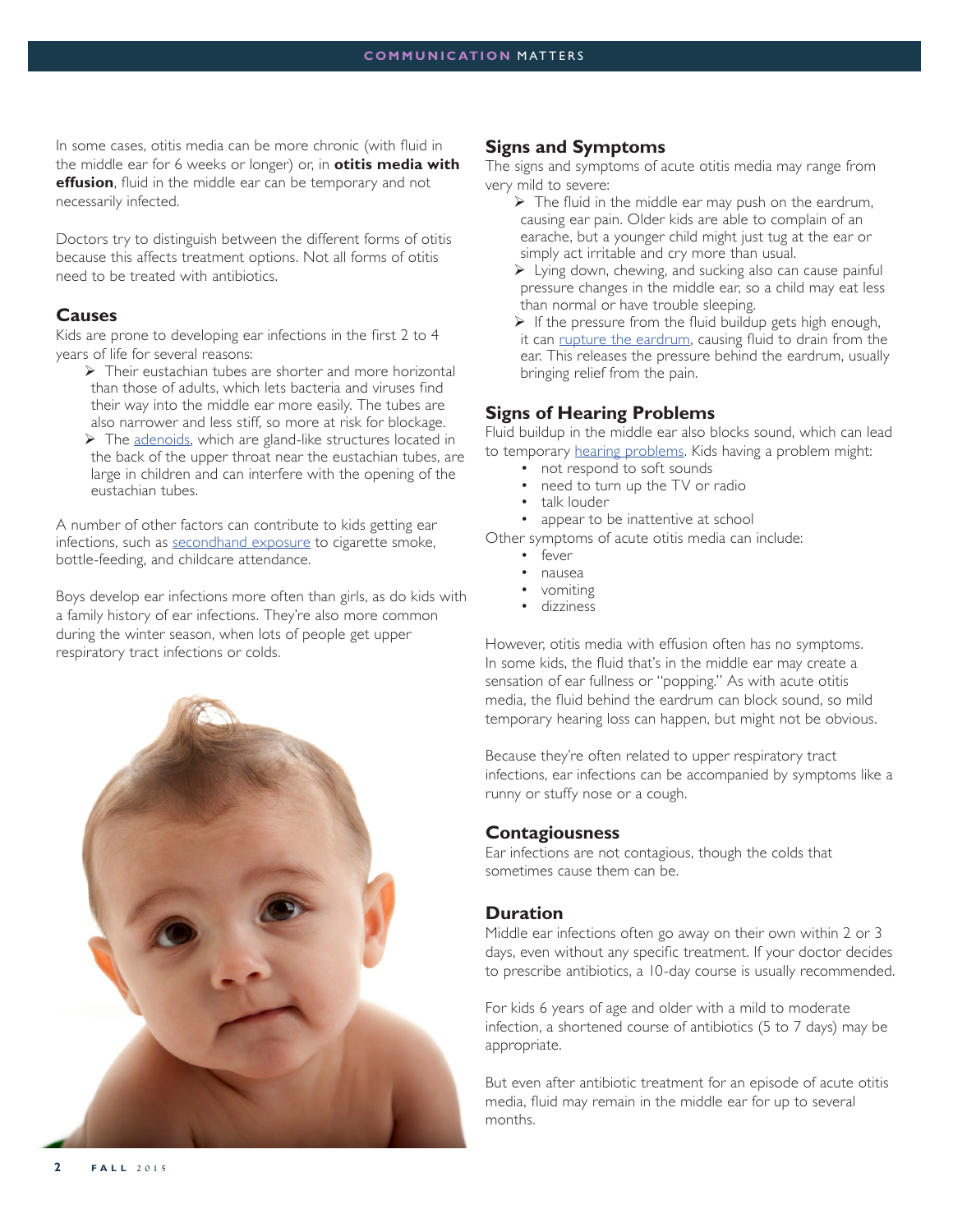In some cases, otitis media can be more chronic (with fluid in the middle ear for 6 weeks or longer) or, in **otitis media with effusion**, fluid in the middle ear can be temporary and not necessarily infected.

Doctors try to distinguish between the different forms of otitis because this affects treatment options. Not all forms of otitis need to be treated with antibiotics.

## Causes

Kids are prone to developing ear infections in the first 2 to 4 years of life for several reasons:

- Their eustachian tubes are shorter and more horizontal than those of adults, which lets bacteria and viruses find their way into the middle ear more easily. The tubes are also narrower and less stiff, so more at risk for blockage.
- The adenoids, which are gland-like structures located in the back of the upper throat near the eustachian tubes, are large in children and can interfere with the opening of the eustachian tubes.

A number of other factors can contribute to kids getting ear infections, such as secondhand exposure to cigarette smoke, bottle-feeding, and childcare attendance.

Boys develop ear infections more often than girls, as do kids with a family history of ear infections. They're also more common during the winter season, when lots of people get upper respiratory tract infections or colds.

## Signs and Symptoms

The signs and symptoms of acute otitis media may range from very mild to severe:

- The fluid in the middle ear may push on the eardrum, causing ear pain. Older kids are able to complain of an earache, but a younger child might just tug at the ear or simply act irritable and cry more than usual.
- Lying down, chewing, and sucking also can cause painful pressure changes in the middle ear, so a child may eat less than normal or have trouble sleeping.
- If the pressure from the fluid buildup gets high enough, it can rupture the eardrum, causing fluid to drain from the ear. This releases the pressure behind the eardrum, usually bringing relief from the pain.

## Signs of Hearing Problems

Fluid buildup in the middle ear also blocks sound, which can lead to temporary hearing problems. Kids having a problem might:

- not respond to soft sounds
- need to turn up the TV or radio
- talk louder
- appear to be inattentive at school

Other symptoms of acute otitis media can include:

- fever
- nausea
- vomiting
- dizziness

However, otitis media with effusion often has no symptoms. In some kids, the fluid that's in the middle ear may create a sensation of ear fullness or "popping." As with acute otitis media, the fluid behind the eardrum can block sound, so mild temporary hearing loss can happen, but might not be obvious.

Because they're often related to upper respiratory tract infections, ear infections can be accompanied by symptoms like a runny or stuffy nose or a cough.

## Contagiousness

Ear infections are not contagious, though the colds that sometimes cause them can be.

## Duration

Middle ear infections often go away on their own within 2 or 3 days, even without any specific treatment. If your doctor decides to prescribe antibiotics, a 10-day course is usually recommended.

For kids 6 years of age and older with a mild to moderate infection, a shortened course of antibiotics (5 to 7 days) may be appropriate.

But even after antibiotic treatment for an episode of acute otitis media, fluid may remain in the middle ear for up to several months.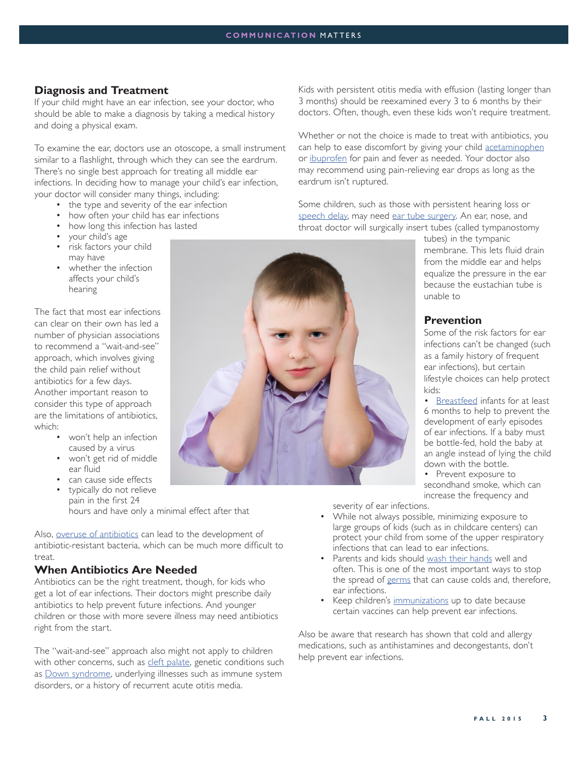## Diagnosis and Treatment

If your child might have an ear infection, see your doctor, who should be able to make a diagnosis by taking a medical history and doing a physical exam.

To examine the ear, doctors use an otoscope, a small instrument similar to a flashlight, through which they can see the eardrum. There's no single best approach for treating all middle ear infections. In deciding how to manage your child's ear infection, your doctor will consider many things, including:

- the type and severity of the ear infection
- how often your child has ear infections
- how long this infection has lasted
- your child's age
- risk factors your child may have
- whether the infection affects your child's hearing

The fact that most ear infections can clear on their own has led a number of physician associations to recommend a "wait-and-see" approach, which involves giving the child pain relief without antibiotics for a few days. Another important reason to consider this type of approach are the limitations of antibiotics, which:

- won't help an infection caused by a virus
- won't get rid of middle ear fluid
- can cause side effects
- typically do not relieve pain in the first 24 hours and have only a minimal effect after that

Also, overuse of antibiotics can lead to the development of antibiotic-resistant bacteria, which can be much more difficult to treat.

## When Antibiotics Are Needed

Antibiotics can be the right treatment, though, for kids who get a lot of ear infections. Their doctors might prescribe daily antibiotics to help prevent future infections. And younger children or those with more severe illness may need antibiotics right from the start.

The "wait-and-see" approach also might not apply to children with other concerns, such as cleft palate, genetic conditions such as Down syndrome, underlying illnesses such as immune system disorders, or a history of recurrent acute otitis media.

Kids with persistent otitis media with effusion (lasting longer than 3 months) should be reexamined every 3 to 6 months by their doctors. Often, though, even these kids won't require treatment.

Whether or not the choice is made to treat with antibiotics, you can help to ease discomfort by giving your child acetaminophen or ibuprofen for pain and fever as needed. Your doctor also may recommend using pain-relieving ear drops as long as the eardrum isn't ruptured.

Some children, such as those with persistent hearing loss or speech delay, may need ear tube surgery. An ear, nose, and throat doctor will surgically insert tubes (called tympanostomy tubes) in the tympanic membrane. This lets fluid drain from the middle ear and helps equalize the pressure in the ear because the eustachian tube is unable to

## Prevention

Some of the risk factors for ear infections can't be changed (such as a family history of frequent ear infections), but certain lifestyle choices can help protect kids:

- Breastfeed infants for at least 6 months to help to prevent the development of early episodes of ear infections. If a baby must be bottle-fed, hold the baby at an angle instead of lying the child down with the bottle.
- Prevent exposure to secondhand smoke, which can increase the frequency and severity of ear infections.
- While not always possible, minimizing exposure to large groups of kids (such as in childcare centers) can protect your child from some of the upper respiratory infections that can lead to ear infections.
- Parents and kids should wash their hands well and often. This is one of the most important ways to stop the spread of germs that can cause colds and, therefore, ear infections.
- Keep children's immunizations up to date because certain vaccines can help prevent ear infections.

Also be aware that research has shown that cold and allergy medications, such as antihistamines and decongestants, don't help prevent ear infections.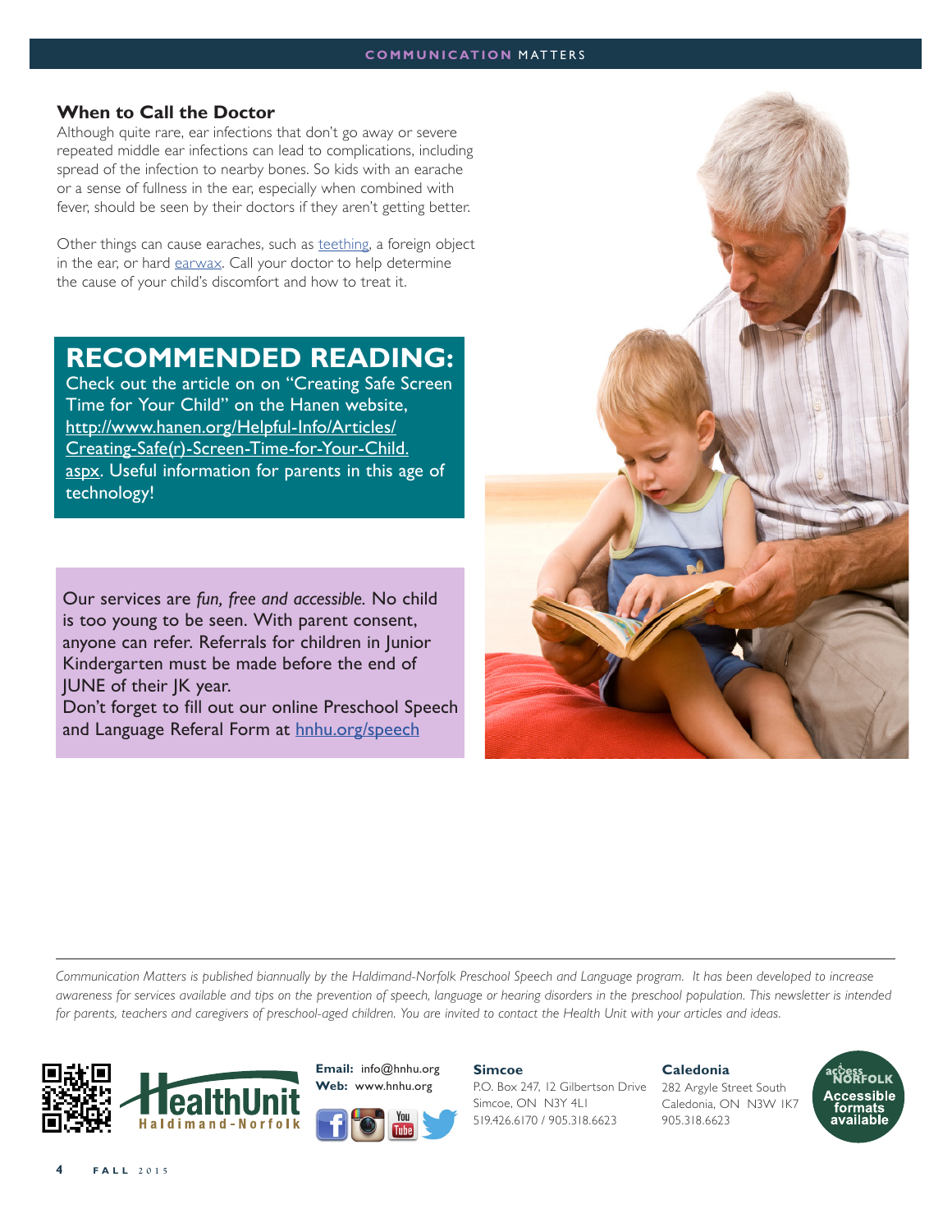## When to Call the Doctor

Although quite rare, ear infections that don't go away or severe repeated middle ear infections can lead to complications, including spread of the infection to nearby bones. So kids with an earache or a sense of fullness in the ear, especially when combined with fever, should be seen by their doctors if they aren't getting better.

Other things can cause earaches, such as teething, a foreign object in the ear, or hard earwax. Call your doctor to help determine the cause of your child's discomfort and how to treat it.

## RECOMMENDED READING:

Check out the article on on "Creating Safe Screen Time for Your Child" on the Hanen website, http://www.hanen.org/Helpful-Info/Articles/Creating-Safe(r)-Screen-Time-for-Your-Child.aspx. Useful information for parents in this age of technology!

Our services are *fun, free and accessible.* No child is too young to be seen. With parent consent, anyone can refer. Referrals for children in Junior Kindergarten must be made before the end of JUNE of their JK year.
Don't forget to fill out our online Preschool Speech and Language Referal Form at hnhu.org/speech

---

*Communication Matters is published biannually by the Haldimand-Norfolk Preschool Speech and Language program. It has been developed to increase awareness for services available and tips on the prevention of speech, language or hearing disorders in the preschool population. This newsletter is intended for parents, teachers and caregivers of preschool-aged children. You are invited to contact the Health Unit with your articles and ideas.*

HealthUnit Haldimand-Norfolk

**Email:** info@hnhu.org
**Web:** www.hnhu.org

**Simcoe**
P.O. Box 247, 12 Gilbertson Drive
Simcoe, ON N3Y 4L1
519.426.6170 / 905.318.6623

**Caledonia**
282 Argyle Street South
Caledonia, ON N3W 1K7
905.318.6623

access NORFOLK — Accessible formats available